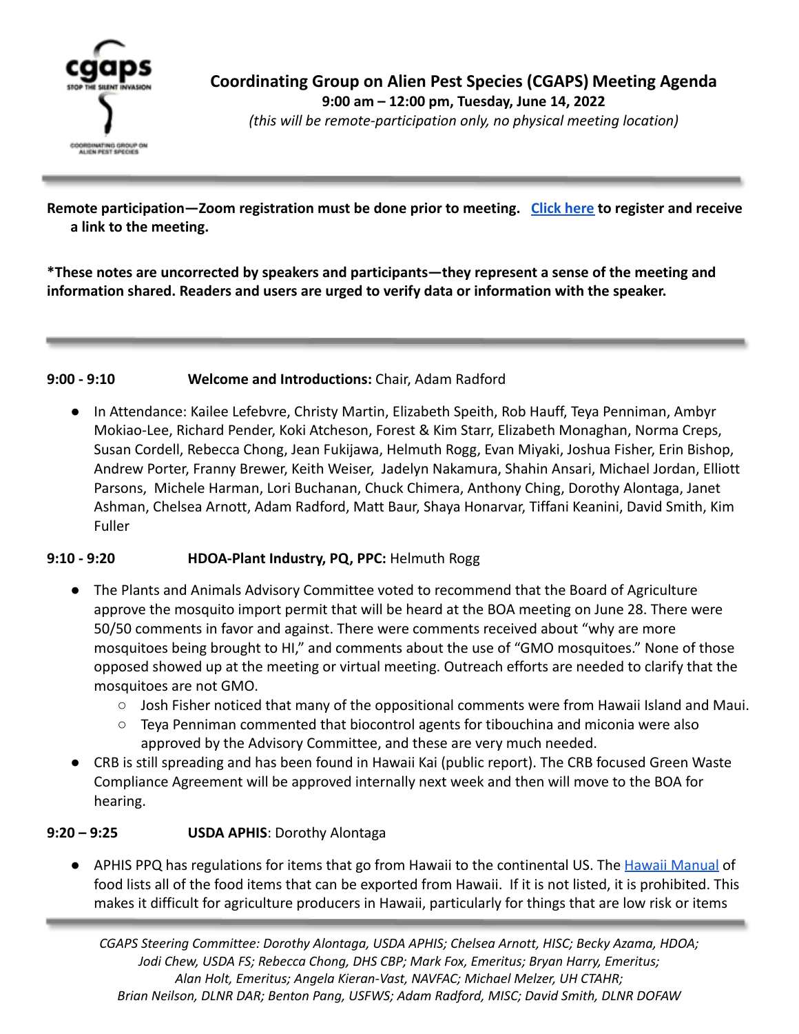# Coordinating Group on Alien Pest Species (CGAPS) Meeting Agenda

**9:00 am – 12:00 pm, Tuesday, June 14, 2022**

*(this will be remote-participation only, no physical meeting location)*

**Remote participation—Zoom registration must be done prior to meeting. Click here to register and receive a link to the meeting.**

**\*These notes are uncorrected by speakers and participants—they represent a sense of the meeting and information shared. Readers and users are urged to verify data or information with the speaker.**

**9:00 - 9:10 Welcome and Introductions:** Chair, Adam Radford

- In Attendance: Kailee Lefebvre, Christy Martin, Elizabeth Speith, Rob Hauff, Teya Penniman, Ambyr Mokiao-Lee, Richard Pender, Koki Atcheson, Forest & Kim Starr, Elizabeth Monaghan, Norma Creps, Susan Cordell, Rebecca Chong, Jean Fukijawa, Helmuth Rogg, Evan Miyaki, Joshua Fisher, Erin Bishop, Andrew Porter, Franny Brewer, Keith Weiser, Jadelyn Nakamura, Shahin Ansari, Michael Jordan, Elliott Parsons, Michele Harman, Lori Buchanan, Chuck Chimera, Anthony Ching, Dorothy Alontaga, Janet Ashman, Chelsea Arnott, Adam Radford, Matt Baur, Shaya Honarvar, Tiffani Keanini, David Smith, Kim Fuller

**9:10 - 9:20 HDOA-Plant Industry, PQ, PPC:** Helmuth Rogg

- The Plants and Animals Advisory Committee voted to recommend that the Board of Agriculture approve the mosquito import permit that will be heard at the BOA meeting on June 28. There were 50/50 comments in favor and against. There were comments received about "why are more mosquitoes being brought to HI," and comments about the use of "GMO mosquitoes." None of those opposed showed up at the meeting or virtual meeting. Outreach efforts are needed to clarify that the mosquitoes are not GMO.
  - Josh Fisher noticed that many of the oppositional comments were from Hawaii Island and Maui.
  - Teya Penniman commented that biocontrol agents for tibouchina and miconia were also approved by the Advisory Committee, and these are very much needed.
- CRB is still spreading and has been found in Hawaii Kai (public report). The CRB focused Green Waste Compliance Agreement will be approved internally next week and then will move to the BOA for hearing.

**9:20 – 9:25 USDA APHIS**: Dorothy Alontaga

- APHIS PPQ has regulations for items that go from Hawaii to the continental US. The Hawaii Manual of food lists all of the food items that can be exported from Hawaii. If it is not listed, it is prohibited. This makes it difficult for agriculture producers in Hawaii, particularly for things that are low risk or items

*CGAPS Steering Committee: Dorothy Alontaga, USDA APHIS; Chelsea Arnott, HISC; Becky Azama, HDOA; Jodi Chew, USDA FS; Rebecca Chong, DHS CBP; Mark Fox, Emeritus; Bryan Harry, Emeritus; Alan Holt, Emeritus; Angela Kieran-Vast, NAVFAC; Michael Melzer, UH CTAHR; Brian Neilson, DLNR DAR; Benton Pang, USFWS; Adam Radford, MISC; David Smith, DLNR DOFAW*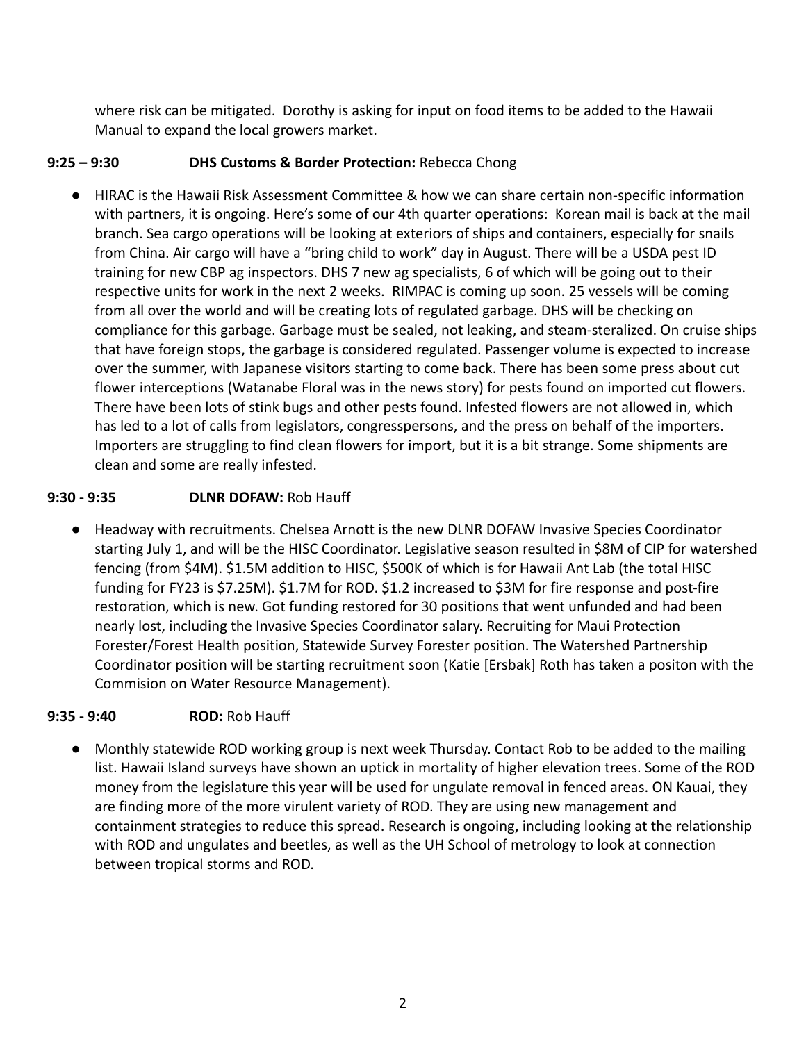where risk can be mitigated. Dorothy is asking for input on food items to be added to the Hawaii Manual to expand the local growers market.

**9:25 – 9:30 DHS Customs & Border Protection:** Rebecca Chong

- HIRAC is the Hawaii Risk Assessment Committee & how we can share certain non-specific information with partners, it is ongoing. Here's some of our 4th quarter operations: Korean mail is back at the mail branch. Sea cargo operations will be looking at exteriors of ships and containers, especially for snails from China. Air cargo will have a "bring child to work" day in August. There will be a USDA pest ID training for new CBP ag inspectors. DHS 7 new ag specialists, 6 of which will be going out to their respective units for work in the next 2 weeks. RIMPAC is coming up soon. 25 vessels will be coming from all over the world and will be creating lots of regulated garbage. DHS will be checking on compliance for this garbage. Garbage must be sealed, not leaking, and steam-steralized. On cruise ships that have foreign stops, the garbage is considered regulated. Passenger volume is expected to increase over the summer, with Japanese visitors starting to come back. There has been some press about cut flower interceptions (Watanabe Floral was in the news story) for pests found on imported cut flowers. There have been lots of stink bugs and other pests found. Infested flowers are not allowed in, which has led to a lot of calls from legislators, congresspersons, and the press on behalf of the importers. Importers are struggling to find clean flowers for import, but it is a bit strange. Some shipments are clean and some are really infested.

**9:30 - 9:35 DLNR DOFAW:** Rob Hauff

- Headway with recruitments. Chelsea Arnott is the new DLNR DOFAW Invasive Species Coordinator starting July 1, and will be the HISC Coordinator. Legislative season resulted in $8M of CIP for watershed fencing (from $4M). $1.5M addition to HISC, $500K of which is for Hawaii Ant Lab (the total HISC funding for FY23 is $7.25M). $1.7M for ROD. $1.2 increased to $3M for fire response and post-fire restoration, which is new. Got funding restored for 30 positions that went unfunded and had been nearly lost, including the Invasive Species Coordinator salary. Recruiting for Maui Protection Forester/Forest Health position, Statewide Survey Forester position. The Watershed Partnership Coordinator position will be starting recruitment soon (Katie [Ersbak] Roth has taken a positon with the Commision on Water Resource Management).

**9:35 - 9:40 ROD:** Rob Hauff

- Monthly statewide ROD working group is next week Thursday. Contact Rob to be added to the mailing list. Hawaii Island surveys have shown an uptick in mortality of higher elevation trees. Some of the ROD money from the legislature this year will be used for ungulate removal in fenced areas. ON Kauai, they are finding more of the more virulent variety of ROD. They are using new management and containment strategies to reduce this spread. Research is ongoing, including looking at the relationship with ROD and ungulates and beetles, as well as the UH School of metrology to look at connection between tropical storms and ROD.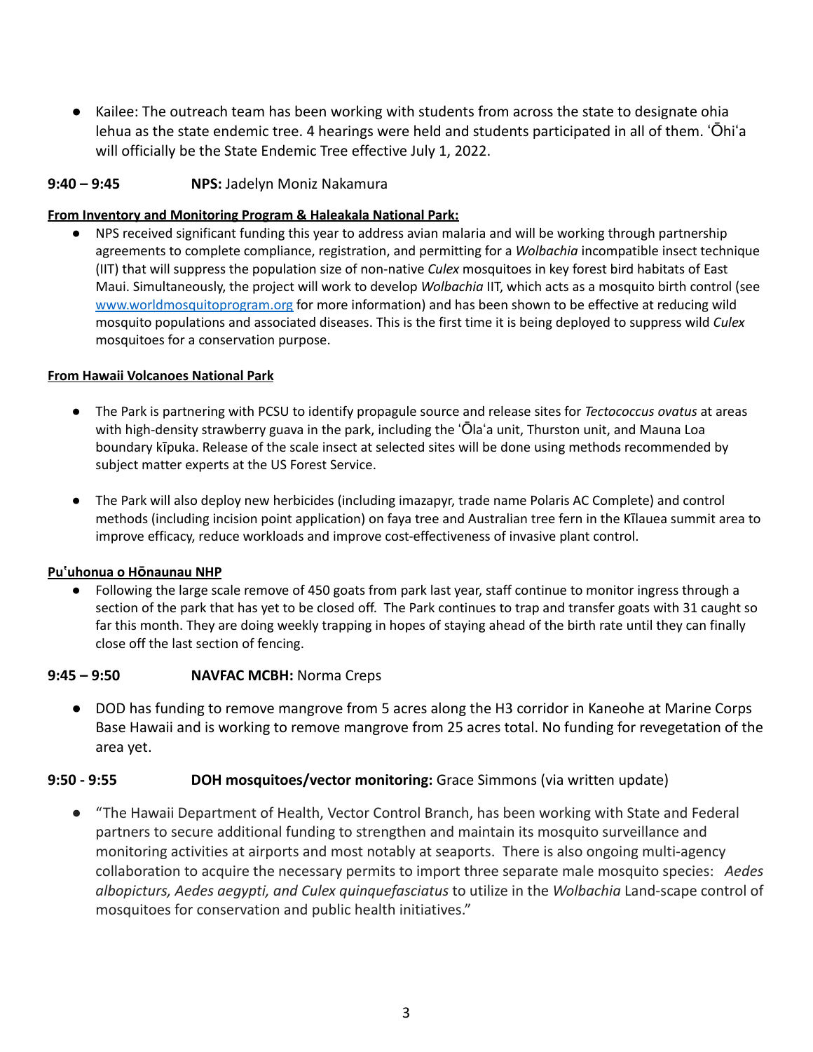- Kailee: The outreach team has been working with students from across the state to designate ohia lehua as the state endemic tree. 4 hearings were held and students participated in all of them. ʻŌhiʻa will officially be the State Endemic Tree effective July 1, 2022.

**9:40 – 9:45** **NPS:** Jadelyn Moniz Nakamura

**From Inventory and Monitoring Program & Haleakala National Park:**

- NPS received significant funding this year to address avian malaria and will be working through partnership agreements to complete compliance, registration, and permitting for a *Wolbachia* incompatible insect technique (IIT) that will suppress the population size of non-native *Culex* mosquitoes in key forest bird habitats of East Maui. Simultaneously, the project will work to develop *Wolbachia* IIT, which acts as a mosquito birth control (see www.worldmosquitoprogram.org for more information) and has been shown to be effective at reducing wild mosquito populations and associated diseases. This is the first time it is being deployed to suppress wild *Culex* mosquitoes for a conservation purpose.

**From Hawaii Volcanoes National Park**

- The Park is partnering with PCSU to identify propagule source and release sites for *Tectococcus ovatus* at areas with high-density strawberry guava in the park, including the ʻŌlaʻa unit, Thurston unit, and Mauna Loa boundary kīpuka. Release of the scale insect at selected sites will be done using methods recommended by subject matter experts at the US Forest Service.

- The Park will also deploy new herbicides (including imazapyr, trade name Polaris AC Complete) and control methods (including incision point application) on faya tree and Australian tree fern in the Kīlauea summit area to improve efficacy, reduce workloads and improve cost-effectiveness of invasive plant control.

**Puʻuhonua o Hōnaunau NHP**

- Following the large scale remove of 450 goats from park last year, staff continue to monitor ingress through a section of the park that has yet to be closed off. The Park continues to trap and transfer goats with 31 caught so far this month. They are doing weekly trapping in hopes of staying ahead of the birth rate until they can finally close off the last section of fencing.

**9:45 – 9:50** **NAVFAC MCBH:** Norma Creps

- DOD has funding to remove mangrove from 5 acres along the H3 corridor in Kaneohe at Marine Corps Base Hawaii and is working to remove mangrove from 25 acres total. No funding for revegetation of the area yet.

**9:50 - 9:55** **DOH mosquitoes/vector monitoring:** Grace Simmons (via written update)

- "The Hawaii Department of Health, Vector Control Branch, has been working with State and Federal partners to secure additional funding to strengthen and maintain its mosquito surveillance and monitoring activities at airports and most notably at seaports. There is also ongoing multi-agency collaboration to acquire the necessary permits to import three separate male mosquito species: *Aedes albopicturs, Aedes aegypti, and Culex quinquefasciatus* to utilize in the *Wolbachia* Land-scape control of mosquitoes for conservation and public health initiatives."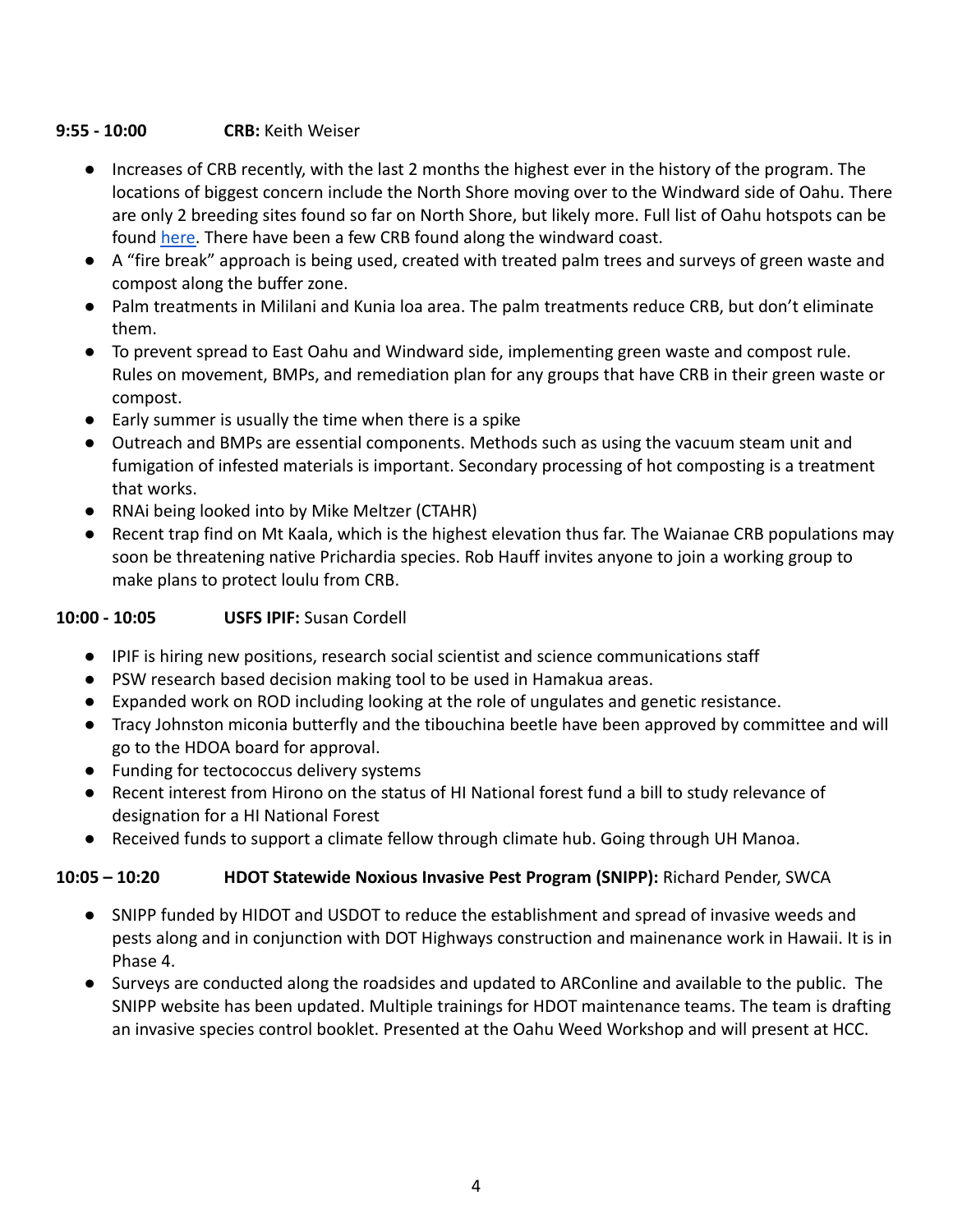**9:55 - 10:00** **CRB:** Keith Weiser

- Increases of CRB recently, with the last 2 months the highest ever in the history of the program. The locations of biggest concern include the North Shore moving over to the Windward side of Oahu. There are only 2 breeding sites found so far on North Shore, but likely more. Full list of Oahu hotspots can be found here. There have been a few CRB found along the windward coast.
- A "fire break" approach is being used, created with treated palm trees and surveys of green waste and compost along the buffer zone.
- Palm treatments in Mililani and Kunia loa area. The palm treatments reduce CRB, but don't eliminate them.
- To prevent spread to East Oahu and Windward side, implementing green waste and compost rule. Rules on movement, BMPs, and remediation plan for any groups that have CRB in their green waste or compost.
- Early summer is usually the time when there is a spike
- Outreach and BMPs are essential components. Methods such as using the vacuum steam unit and fumigation of infested materials is important. Secondary processing of hot composting is a treatment that works.
- RNAi being looked into by Mike Meltzer (CTAHR)
- Recent trap find on Mt Kaala, which is the highest elevation thus far. The Waianae CRB populations may soon be threatening native Prichardia species. Rob Hauff invites anyone to join a working group to make plans to protect loulu from CRB.

**10:00 - 10:05** **USFS IPIF:** Susan Cordell

- IPIF is hiring new positions, research social scientist and science communications staff
- PSW research based decision making tool to be used in Hamakua areas.
- Expanded work on ROD including looking at the role of ungulates and genetic resistance.
- Tracy Johnston miconia butterfly and the tibouchina beetle have been approved by committee and will go to the HDOA board for approval.
- Funding for tectococcus delivery systems
- Recent interest from Hirono on the status of HI National forest fund a bill to study relevance of designation for a HI National Forest
- Received funds to support a climate fellow through climate hub. Going through UH Manoa.

**10:05 – 10:20** **HDOT Statewide Noxious Invasive Pest Program (SNIPP):** Richard Pender, SWCA

- SNIPP funded by HIDOT and USDOT to reduce the establishment and spread of invasive weeds and pests along and in conjunction with DOT Highways construction and mainenance work in Hawaii. It is in Phase 4.
- Surveys are conducted along the roadsides and updated to ARConline and available to the public. The SNIPP website has been updated. Multiple trainings for HDOT maintenance teams. The team is drafting an invasive species control booklet. Presented at the Oahu Weed Workshop and will present at HCC.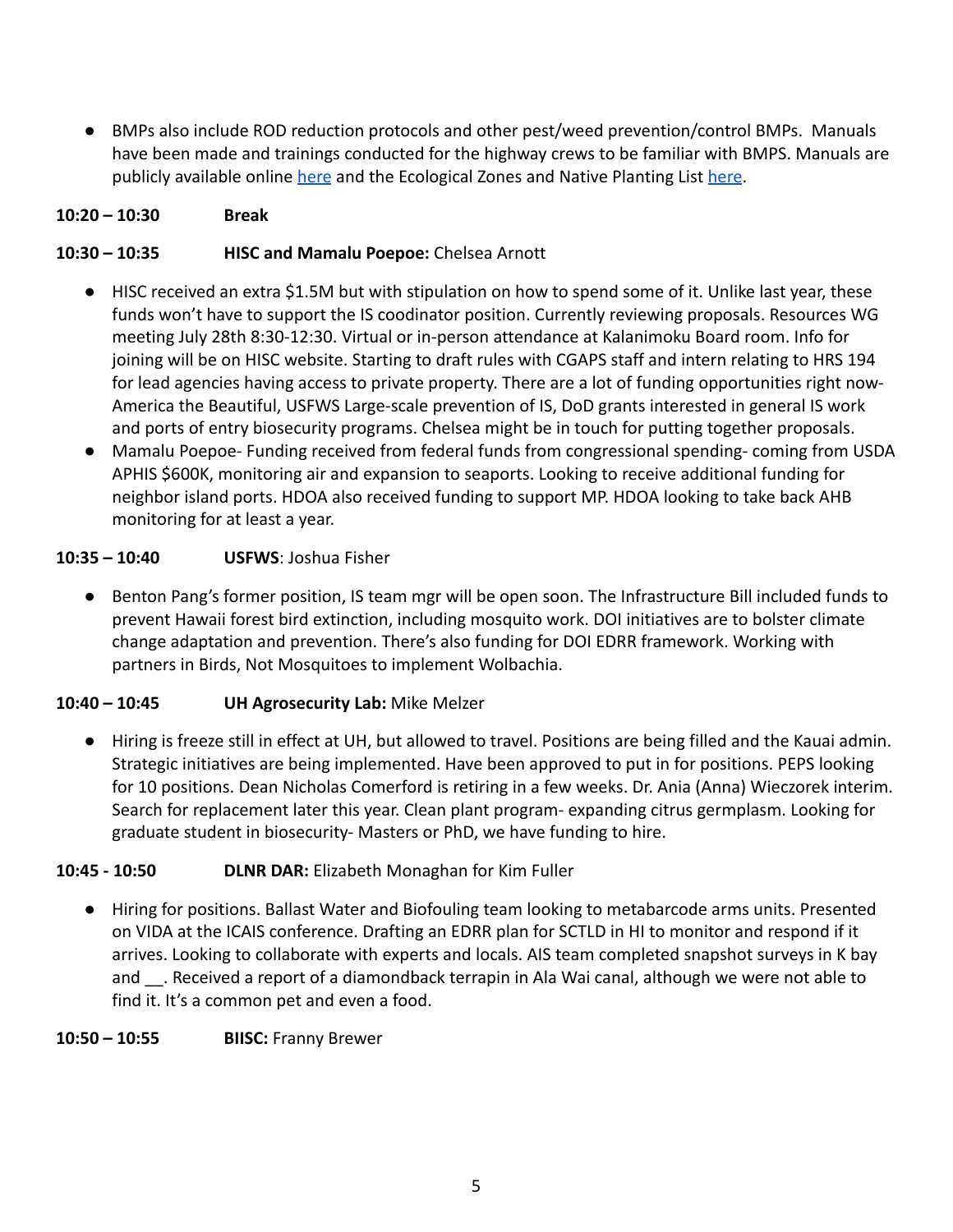- BMPs also include ROD reduction protocols and other pest/weed prevention/control BMPs. Manuals have been made and trainings conducted for the highway crews to be familiar with BMPS. Manuals are publicly available online here and the Ecological Zones and Native Planting List here.

**10:20 – 10:30** **Break**

**10:30 – 10:35** **HISC and Mamalu Poepoe:** Chelsea Arnott

- HISC received an extra $1.5M but with stipulation on how to spend some of it. Unlike last year, these funds won't have to support the IS coodinator position. Currently reviewing proposals. Resources WG meeting July 28th 8:30-12:30. Virtual or in-person attendance at Kalanimoku Board room. Info for joining will be on HISC website. Starting to draft rules with CGAPS staff and intern relating to HRS 194 for lead agencies having access to private property. There are a lot of funding opportunities right now- America the Beautiful, USFWS Large-scale prevention of IS, DoD grants interested in general IS work and ports of entry biosecurity programs. Chelsea might be in touch for putting together proposals.
- Mamalu Poepoe- Funding received from federal funds from congressional spending- coming from USDA APHIS $600K, monitoring air and expansion to seaports. Looking to receive additional funding for neighbor island ports. HDOA also received funding to support MP. HDOA looking to take back AHB monitoring for at least a year.

**10:35 – 10:40** **USFWS**: Joshua Fisher

- Benton Pang's former position, IS team mgr will be open soon. The Infrastructure Bill included funds to prevent Hawaii forest bird extinction, including mosquito work. DOI initiatives are to bolster climate change adaptation and prevention. There's also funding for DOI EDRR framework. Working with partners in Birds, Not Mosquitoes to implement Wolbachia.

**10:40 – 10:45** **UH Agrosecurity Lab:** Mike Melzer

- Hiring is freeze still in effect at UH, but allowed to travel. Positions are being filled and the Kauai admin. Strategic initiatives are being implemented. Have been approved to put in for positions. PEPS looking for 10 positions. Dean Nicholas Comerford is retiring in a few weeks. Dr. Ania (Anna) Wieczorek interim. Search for replacement later this year. Clean plant program- expanding citrus germplasm. Looking for graduate student in biosecurity- Masters or PhD, we have funding to hire.

**10:45 - 10:50** **DLNR DAR:** Elizabeth Monaghan for Kim Fuller

- Hiring for positions. Ballast Water and Biofouling team looking to metabarcode arms units. Presented on VIDA at the ICAIS conference. Drafting an EDRR plan for SCTLD in HI to monitor and respond if it arrives. Looking to collaborate with experts and locals. AIS team completed snapshot surveys in K bay and __. Received a report of a diamondback terrapin in Ala Wai canal, although we were not able to find it. It's a common pet and even a food.

**10:50 – 10:55** **BIISC:** Franny Brewer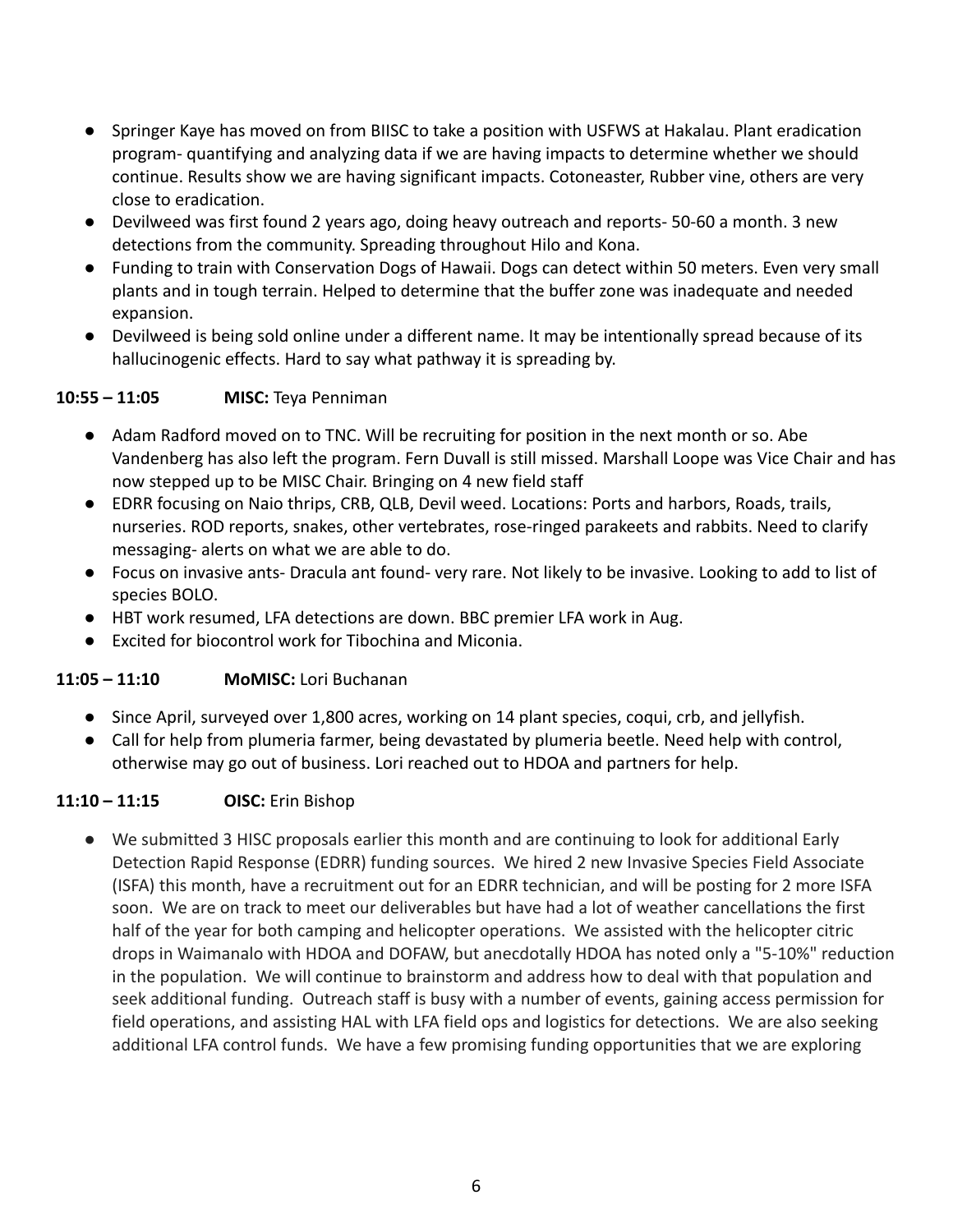- Springer Kaye has moved on from BIISC to take a position with USFWS at Hakalau. Plant eradication program- quantifying and analyzing data if we are having impacts to determine whether we should continue. Results show we are having significant impacts. Cotoneaster, Rubber vine, others are very close to eradication.
- Devilweed was first found 2 years ago, doing heavy outreach and reports- 50-60 a month. 3 new detections from the community. Spreading throughout Hilo and Kona.
- Funding to train with Conservation Dogs of Hawaii. Dogs can detect within 50 meters. Even very small plants and in tough terrain. Helped to determine that the buffer zone was inadequate and needed expansion.
- Devilweed is being sold online under a different name. It may be intentionally spread because of its hallucinogenic effects. Hard to say what pathway it is spreading by.

**10:55 – 11:05 MISC:** Teya Penniman

- Adam Radford moved on to TNC. Will be recruiting for position in the next month or so. Abe Vandenberg has also left the program. Fern Duvall is still missed. Marshall Loope was Vice Chair and has now stepped up to be MISC Chair. Bringing on 4 new field staff
- EDRR focusing on Naio thrips, CRB, QLB, Devil weed. Locations: Ports and harbors, Roads, trails, nurseries. ROD reports, snakes, other vertebrates, rose-ringed parakeets and rabbits. Need to clarify messaging- alerts on what we are able to do.
- Focus on invasive ants- Dracula ant found- very rare. Not likely to be invasive. Looking to add to list of species BOLO.
- HBT work resumed, LFA detections are down. BBC premier LFA work in Aug.
- Excited for biocontrol work for Tibochina and Miconia.

**11:05 – 11:10 MoMISC:** Lori Buchanan

- Since April, surveyed over 1,800 acres, working on 14 plant species, coqui, crb, and jellyfish.
- Call for help from plumeria farmer, being devastated by plumeria beetle. Need help with control, otherwise may go out of business. Lori reached out to HDOA and partners for help.

**11:10 – 11:15 OISC:** Erin Bishop

- We submitted 3 HISC proposals earlier this month and are continuing to look for additional Early Detection Rapid Response (EDRR) funding sources. We hired 2 new Invasive Species Field Associate (ISFA) this month, have a recruitment out for an EDRR technician, and will be posting for 2 more ISFA soon. We are on track to meet our deliverables but have had a lot of weather cancellations the first half of the year for both camping and helicopter operations. We assisted with the helicopter citric drops in Waimanalo with HDOA and DOFAW, but anecdotally HDOA has noted only a "5-10%" reduction in the population. We will continue to brainstorm and address how to deal with that population and seek additional funding. Outreach staff is busy with a number of events, gaining access permission for field operations, and assisting HAL with LFA field ops and logistics for detections. We are also seeking additional LFA control funds. We have a few promising funding opportunities that we are exploring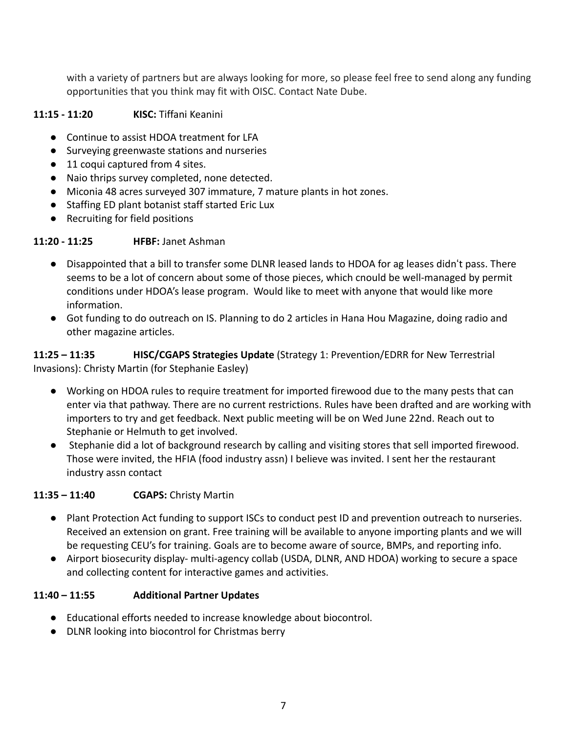with a variety of partners but are always looking for more, so please feel free to send along any funding opportunities that you think may fit with OISC. Contact Nate Dube.

**11:15 - 11:20 KISC:** Tiffani Keanini

- Continue to assist HDOA treatment for LFA
- Surveying greenwaste stations and nurseries
- 11 coqui captured from 4 sites.
- Naio thrips survey completed, none detected.
- Miconia 48 acres surveyed 307 immature, 7 mature plants in hot zones.
- Staffing ED plant botanist staff started Eric Lux
- Recruiting for field positions

**11:20 - 11:25 HFBF:** Janet Ashman

- Disappointed that a bill to transfer some DLNR leased lands to HDOA for ag leases didn't pass. There seems to be a lot of concern about some of those pieces, which cnould be well-managed by permit conditions under HDOA's lease program. Would like to meet with anyone that would like more information.
- Got funding to do outreach on IS. Planning to do 2 articles in Hana Hou Magazine, doing radio and other magazine articles.

**11:25 – 11:35 HISC/CGAPS Strategies Update** (Strategy 1: Prevention/EDRR for New Terrestrial Invasions): Christy Martin (for Stephanie Easley)

- Working on HDOA rules to require treatment for imported firewood due to the many pests that can enter via that pathway. There are no current restrictions. Rules have been drafted and are working with importers to try and get feedback. Next public meeting will be on Wed June 22nd. Reach out to Stephanie or Helmuth to get involved.
- Stephanie did a lot of background research by calling and visiting stores that sell imported firewood. Those were invited, the HFIA (food industry assn) I believe was invited. I sent her the restaurant industry assn contact

**11:35 – 11:40 CGAPS:** Christy Martin

- Plant Protection Act funding to support ISCs to conduct pest ID and prevention outreach to nurseries. Received an extension on grant. Free training will be available to anyone importing plants and we will be requesting CEU's for training. Goals are to become aware of source, BMPs, and reporting info.
- Airport biosecurity display- multi-agency collab (USDA, DLNR, AND HDOA) working to secure a space and collecting content for interactive games and activities.

**11:40 – 11:55 Additional Partner Updates**

- Educational efforts needed to increase knowledge about biocontrol.
- DLNR looking into biocontrol for Christmas berry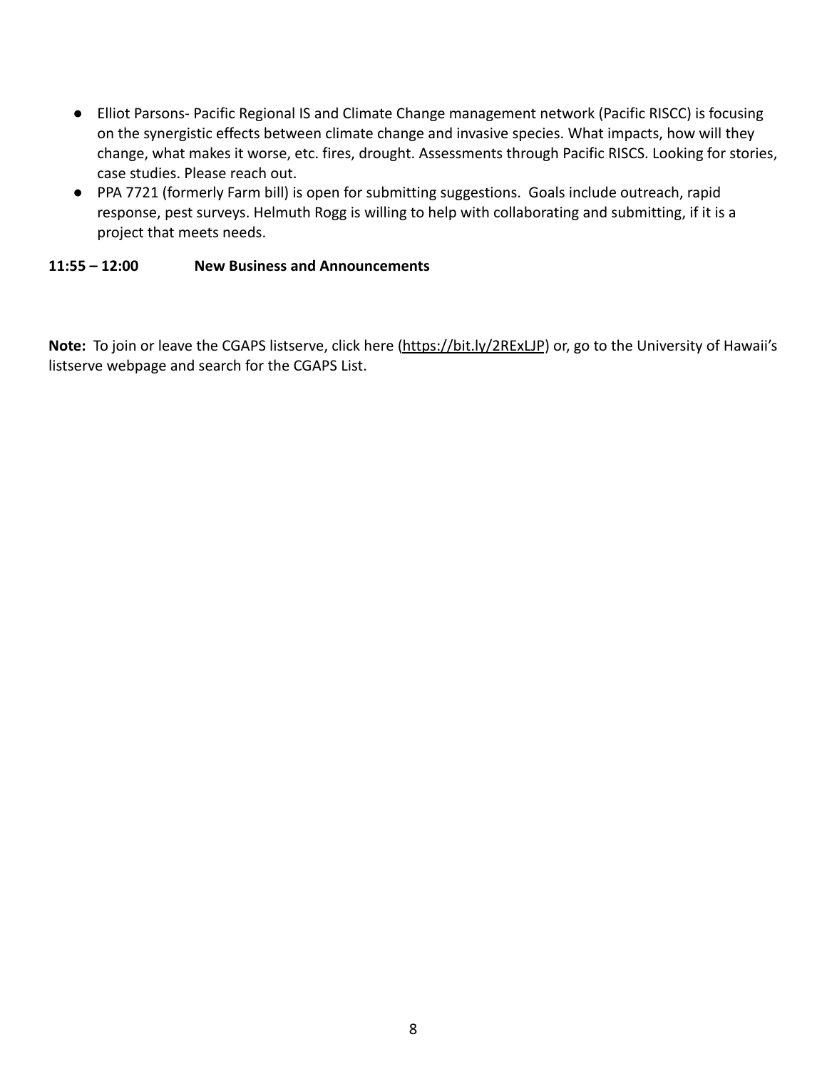- Elliot Parsons- Pacific Regional IS and Climate Change management network (Pacific RISCC) is focusing on the synergistic effects between climate change and invasive species. What impacts, how will they change, what makes it worse, etc. fires, drought. Assessments through Pacific RISCS. Looking for stories, case studies. Please reach out.
- PPA 7721 (formerly Farm bill) is open for submitting suggestions. Goals include outreach, rapid response, pest surveys. Helmuth Rogg is willing to help with collaborating and submitting, if it is a project that meets needs.

**11:55 – 12:00 New Business and Announcements**

**Note:** To join or leave the CGAPS listserve, click here (https://bit.ly/2RExLJP) or, go to the University of Hawaii's listserve webpage and search for the CGAPS List.